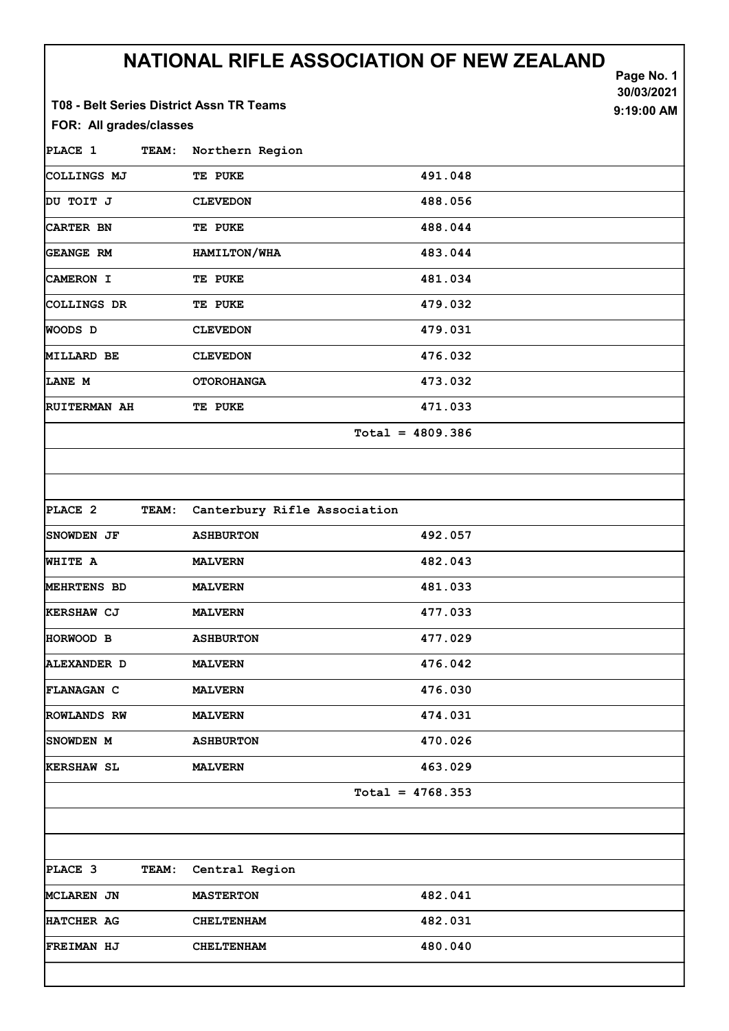# NATIONAL RIFLE ASSOCIATION OF NEW ZEALAND

Page No. 1
30/03/2021
9:19:00 AM

**T08 - Belt Series District Assn TR Teams**

**FOR: All grades/classes**

| PLACE 1 | TEAM: Northern Region | |
|---|---|---|
| COLLINGS MJ | TE PUKE | 491.048 |
| DU TOIT J | CLEVEDON | 488.056 |
| CARTER BN | TE PUKE | 488.044 |
| GEANGE RM | HAMILTON/WHA | 483.044 |
| CAMERON I | TE PUKE | 481.034 |
| COLLINGS DR | TE PUKE | 479.032 |
| WOODS D | CLEVEDON | 479.031 |
| MILLARD BE | CLEVEDON | 476.032 |
| LANE M | OTOROHANGA | 473.032 |
| RUITERMAN AH | TE PUKE | 471.033 |
| | | Total = 4809.386 |

| PLACE 2 | TEAM: Canterbury Rifle Association | |
|---|---|---|
| SNOWDEN JF | ASHBURTON | 492.057 |
| WHITE A | MALVERN | 482.043 |
| MEHRTENS BD | MALVERN | 481.033 |
| KERSHAW CJ | MALVERN | 477.033 |
| HORWOOD B | ASHBURTON | 477.029 |
| ALEXANDER D | MALVERN | 476.042 |
| FLANAGAN C | MALVERN | 476.030 |
| ROWLANDS RW | MALVERN | 474.031 |
| SNOWDEN M | ASHBURTON | 470.026 |
| KERSHAW SL | MALVERN | 463.029 |
| | | Total = 4768.353 |

| PLACE 3 | TEAM: Central Region | |
|---|---|---|
| MCLAREN JN | MASTERTON | 482.041 |
| HATCHER AG | CHELTENHAM | 482.031 |
| FREIMAN HJ | CHELTENHAM | 480.040 |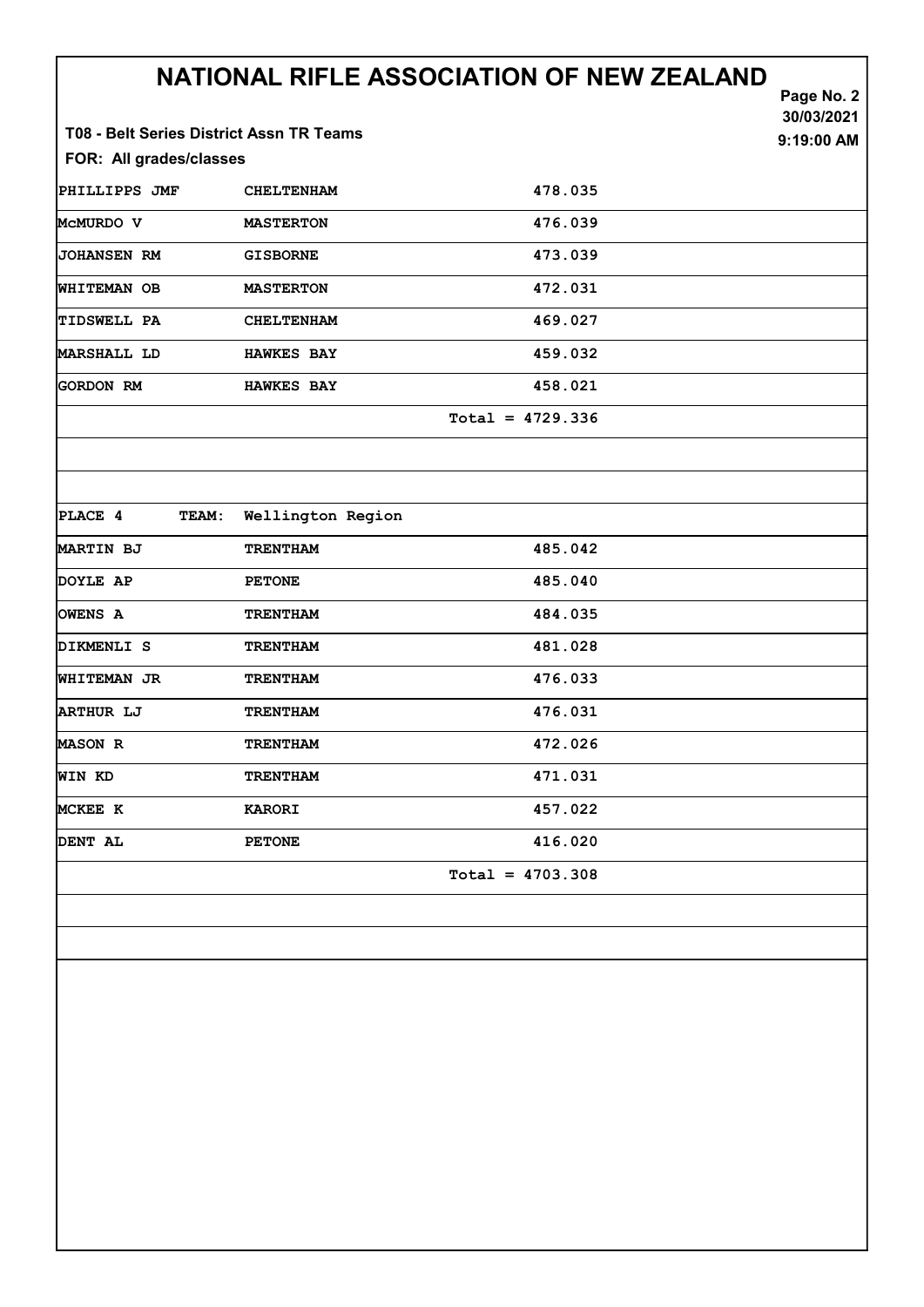# NATIONAL RIFLE ASSOCIATION OF NEW ZEALAND

30/03/2021
9:19:00 AM

**T08 - Belt Series District Assn TR Teams**

**FOR: All grades/classes**

| | | |
|---|---|---|
| PHILLIPPS JMF | CHELTENHAM | 478.035 |
| McMURDO V | MASTERTON | 476.039 |
| JOHANSEN RM | GISBORNE | 473.039 |
| WHITEMAN OB | MASTERTON | 472.031 |
| TIDSWELL PA | CHELTENHAM | 469.027 |
| MARSHALL LD | HAWKES BAY | 459.032 |
| GORDON RM | HAWKES BAY | 458.021 |
| | | Total = 4729.336 |

| | | |
|---|---|---|
| PLACE 4 TEAM: | Wellington Region | |
| MARTIN BJ | TRENTHAM | 485.042 |
| DOYLE AP | PETONE | 485.040 |
| OWENS A | TRENTHAM | 484.035 |
| DIKMENLI S | TRENTHAM | 481.028 |
| WHITEMAN JR | TRENTHAM | 476.033 |
| ARTHUR LJ | TRENTHAM | 476.031 |
| MASON R | TRENTHAM | 472.026 |
| WIN KD | TRENTHAM | 471.031 |
| MCKEE K | KARORI | 457.022 |
| DENT AL | PETONE | 416.020 |
| | | Total = 4703.308 |